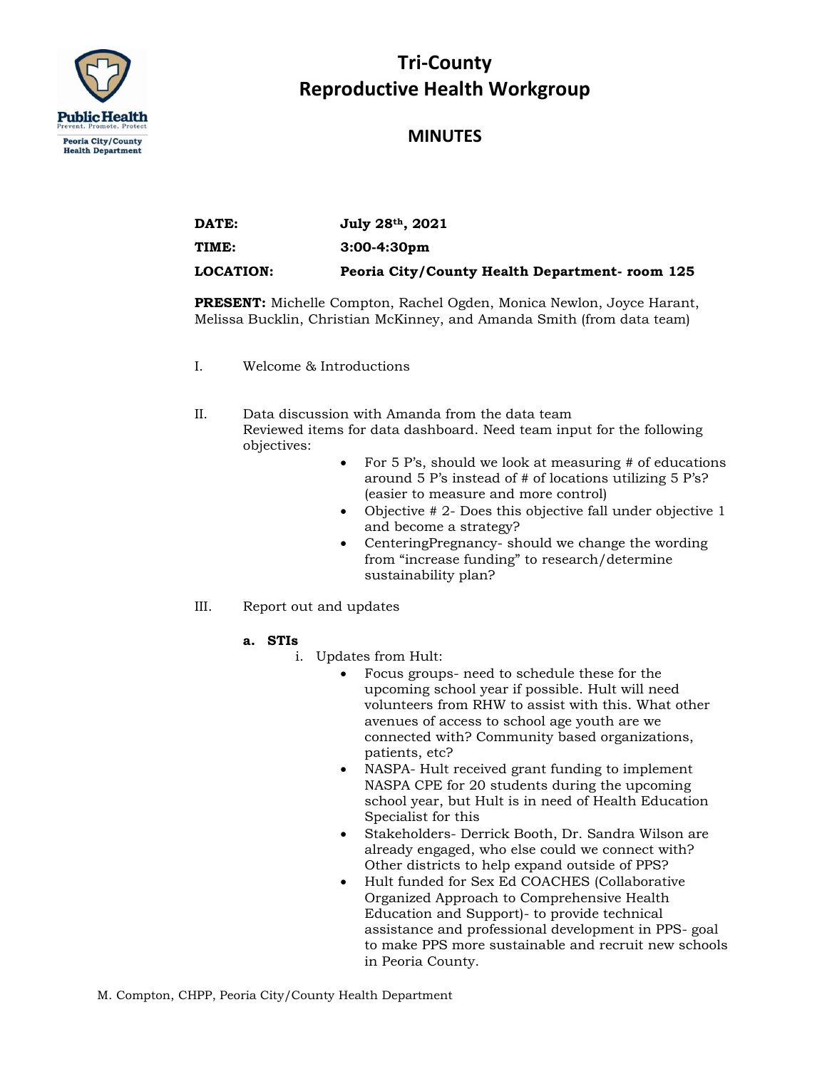# Tri-County Reproductive Health Workgroup

## MINUTES

**DATE:** **July 28th, 2021**

**TIME:** **3:00-4:30pm**

**LOCATION:** **Peoria City/County Health Department- room 125**

**PRESENT:** Michelle Compton, Rachel Ogden, Monica Newlon, Joyce Harant, Melissa Bucklin, Christian McKinney, and Amanda Smith (from data team)

I. Welcome & Introductions

II. Data discussion with Amanda from the data team
Reviewed items for data dashboard. Need team input for the following objectives:
- For 5 P's, should we look at measuring # of educations around 5 P's instead of # of locations utilizing 5 P's? (easier to measure and more control)
- Objective # 2- Does this objective fall under objective 1 and become a strategy?
- CenteringPregnancy- should we change the wording from "increase funding" to research/determine sustainability plan?

III. Report out and updates

**a. STIs**

i. Updates from Hult:
- Focus groups- need to schedule these for the upcoming school year if possible. Hult will need volunteers from RHW to assist with this. What other avenues of access to school age youth are we connected with? Community based organizations, patients, etc?
- NASPA- Hult received grant funding to implement NASPA CPE for 20 students during the upcoming school year, but Hult is in need of Health Education Specialist for this
- Stakeholders- Derrick Booth, Dr. Sandra Wilson are already engaged, who else could we connect with? Other districts to help expand outside of PPS?
- Hult funded for Sex Ed COACHES (Collaborative Organized Approach to Comprehensive Health Education and Support)- to provide technical assistance and professional development in PPS- goal to make PPS more sustainable and recruit new schools in Peoria County.

M. Compton, CHPP, Peoria City/County Health Department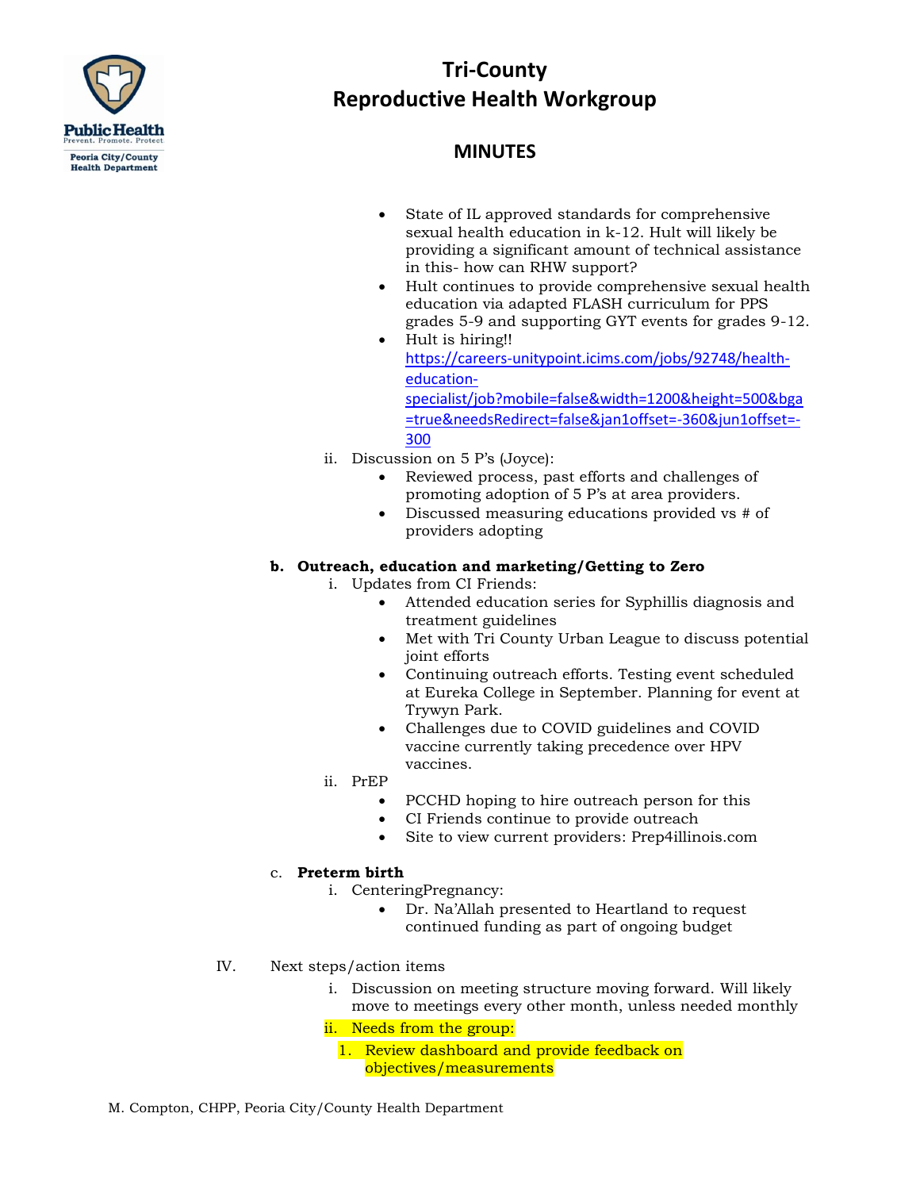- State of IL approved standards for comprehensive sexual health education in k-12. Hult will likely be providing a significant amount of technical assistance in this- how can RHW support?
- Hult continues to provide comprehensive sexual health education via adapted FLASH curriculum for PPS grades 5-9 and supporting GYT events for grades 9-12.
- Hult is hiring!! https://careers-unitypoint.icims.com/jobs/92748/health-education-specialist/job?mobile=false&width=1200&height=500&bga=true&needsRedirect=false&jan1offset=-360&jun1offset=-300

ii. Discussion on 5 P's (Joyce):
- Reviewed process, past efforts and challenges of promoting adoption of 5 P's at area providers.
- Discussed measuring educations provided vs # of providers adopting

**b. Outreach, education and marketing/Getting to Zero**

i. Updates from CI Friends:
- Attended education series for Syphillis diagnosis and treatment guidelines
- Met with Tri County Urban League to discuss potential joint efforts
- Continuing outreach efforts. Testing event scheduled at Eureka College in September. Planning for event at Trywyn Park.
- Challenges due to COVID guidelines and COVID vaccine currently taking precedence over HPV vaccines.

ii. PrEP
- PCCHD hoping to hire outreach person for this
- CI Friends continue to provide outreach
- Site to view current providers: Prep4illinois.com

c. **Preterm birth**

i. CenteringPregnancy:
- Dr. Na'Allah presented to Heartland to request continued funding as part of ongoing budget

IV. Next steps/action items

i. Discussion on meeting structure moving forward. Will likely move to meetings every other month, unless needed monthly

ii. Needs from the group:

1. Review dashboard and provide feedback on objectives/measurements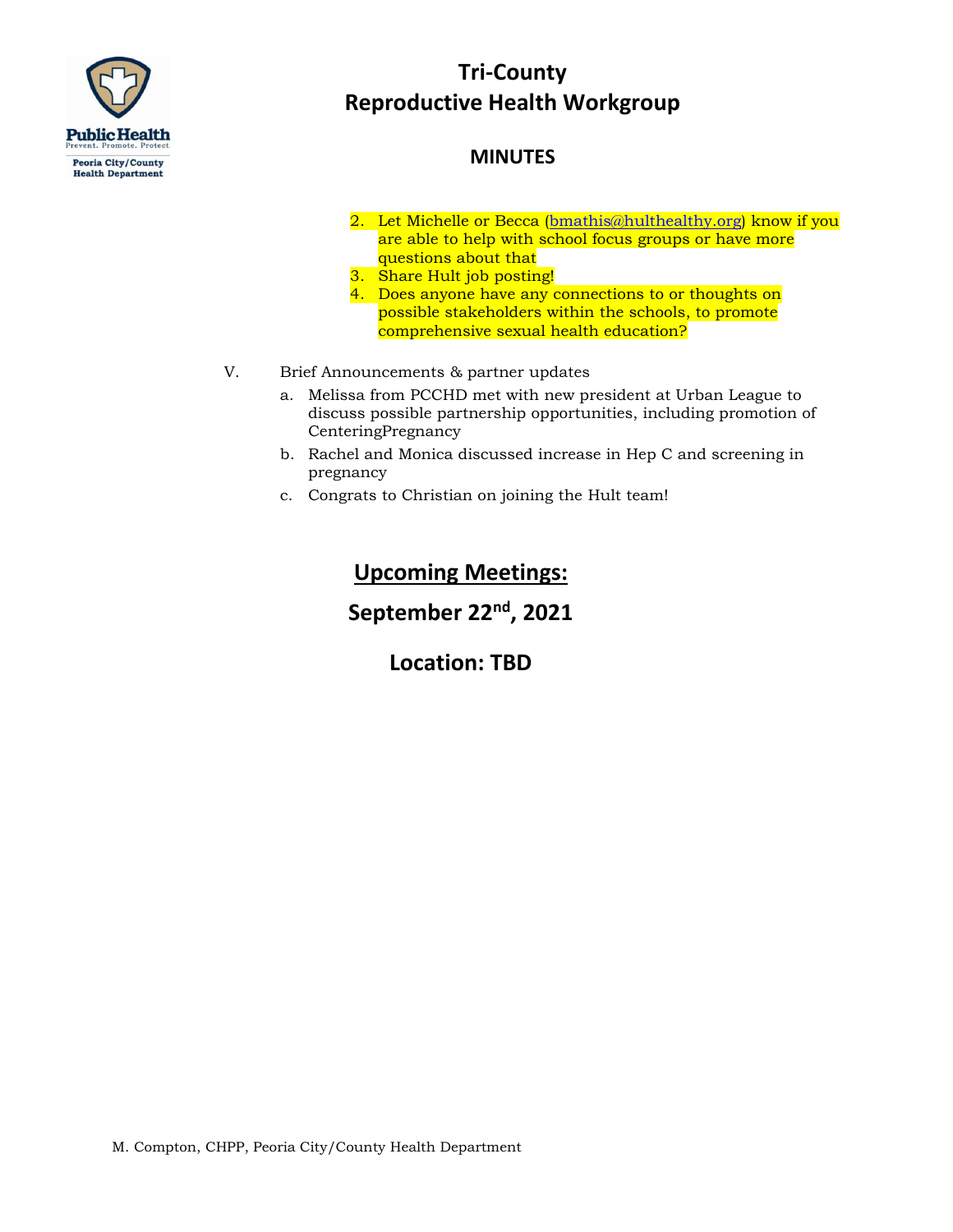# Tri-County
# Reproductive Health Workgroup

## MINUTES

2. Let Michelle or Becca (bmathis@hulthealthy.org) know if you are able to help with school focus groups or have more questions about that
3. Share Hult job posting!
4. Does anyone have any connections to or thoughts on possible stakeholders within the schools, to promote comprehensive sexual health education?

V. Brief Announcements & partner updates

a. Melissa from PCCHD met with new president at Urban League to discuss possible partnership opportunities, including promotion of CenteringPregnancy

b. Rachel and Monica discussed increase in Hep C and screening in pregnancy

c. Congrats to Christian on joining the Hult team!

## Upcoming Meetings:

## September 22nd, 2021

## Location: TBD

M. Compton, CHPP, Peoria City/County Health Department